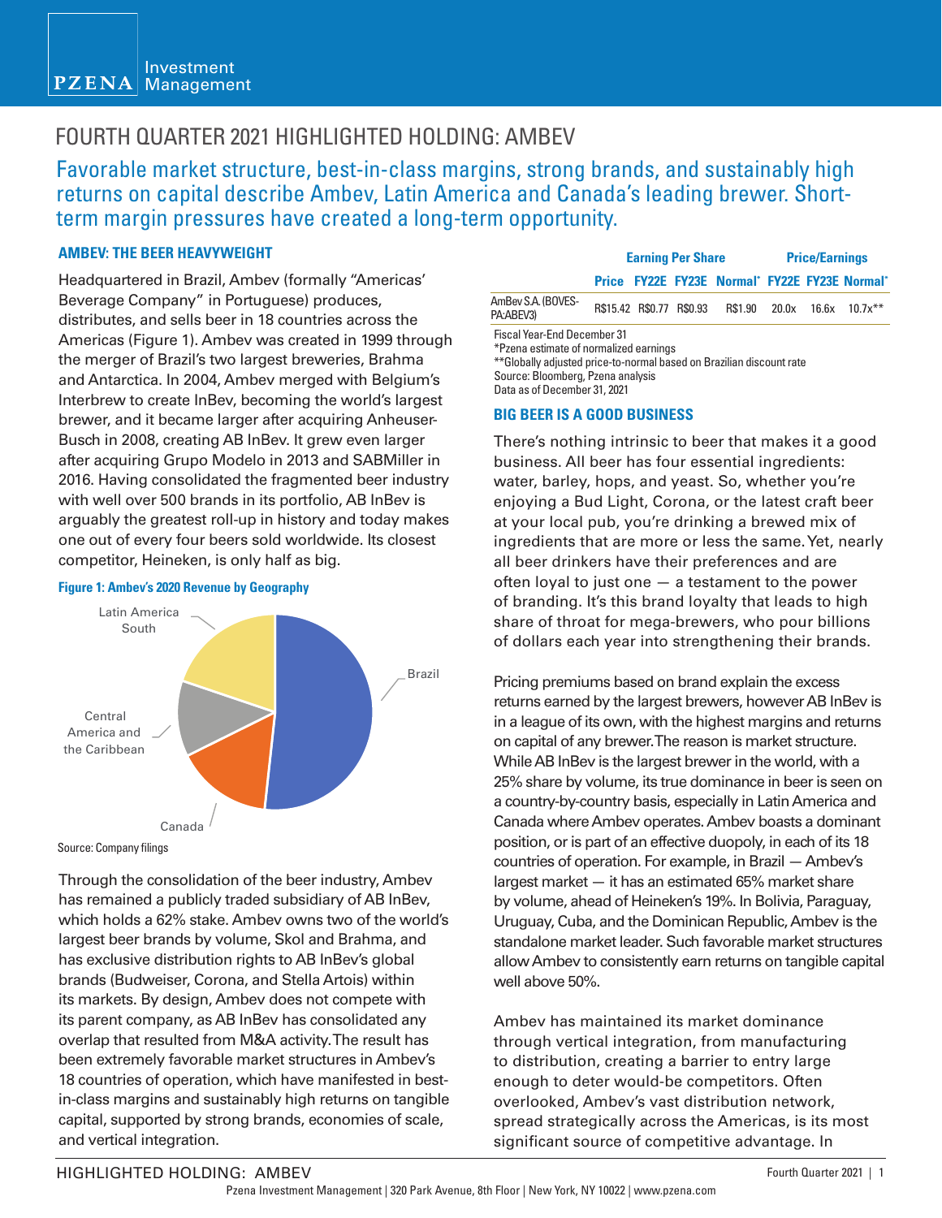# FOURTH QUARTER 2021 HIGHLIGHTED HOLDING: AMBEV

## Favorable market structure, best-in-class margins, strong brands, and sustainably high returns on capital describe Ambev, Latin America and Canada's leading brewer. Short-term margin pressures have created a long-term opportunity.

### AMBEV: THE BEER HEAVYWEIGHT

Headquartered in Brazil, Ambev (formally "Americas' Beverage Company" in Portuguese) produces, distributes, and sells beer in 18 countries across the Americas (Figure 1). Ambev was created in 1999 through the merger of Brazil's two largest breweries, Brahma and Antarctica. In 2004, Ambev merged with Belgium's Interbrew to create InBev, becoming the world's largest brewer, and it became larger after acquiring Anheuser-Busch in 2008, creating AB InBev. It grew even larger after acquiring Grupo Modelo in 2013 and SABMiller in 2016. Having consolidated the fragmented beer industry with well over 500 brands in its portfolio, AB InBev is arguably the greatest roll-up in history and today makes one out of every four beers sold worldwide. Its closest competitor, Heineken, is only half as big.

**Figure 1: Ambev's 2020 Revenue by Geography**

Latin America South

Brazil

Central America and the Caribbean

Canada

Source: Company filings

Through the consolidation of the beer industry, Ambev has remained a publicly traded subsidiary of AB InBev, which holds a 62% stake. Ambev owns two of the world's largest beer brands by volume, Skol and Brahma, and has exclusive distribution rights to AB InBev's global brands (Budweiser, Corona, and Stella Artois) within its markets. By design, Ambev does not compete with its parent company, as AB InBev has consolidated any overlap that resulted from M&A activity. The result has been extremely favorable market structures in Ambev's 18 countries of operation, which have manifested in best-in-class margins and sustainably high returns on tangible capital, supported by strong brands, economies of scale, and vertical integration.

| | | Earning Per Share | | | Price/Earnings | | |
|---|---|---|---|---|---|---|---|
| | Price | FY22E | FY23E | Normal* | FY22E | FY23E | Normal* |
| AmBev S.A. (BOVESPA:ABEV3) | R$15.42 | R$0.77 | R$0.93 | R$1.90 | 20.0x | 16.6x | 10.7x** |

Fiscal Year-End December 31
*Pzena estimate of normalized earnings
**Globally adjusted price-to-normal based on Brazilian discount rate
Source: Bloomberg, Pzena analysis
Data as of December 31, 2021

### BIG BEER IS A GOOD BUSINESS

There's nothing intrinsic to beer that makes it a good business. All beer has four essential ingredients: water, barley, hops, and yeast. So, whether you're enjoying a Bud Light, Corona, or the latest craft beer at your local pub, you're drinking a brewed mix of ingredients that are more or less the same. Yet, nearly all beer drinkers have their preferences and are often loyal to just one — a testament to the power of branding. It's this brand loyalty that leads to high share of throat for mega-brewers, who pour billions of dollars each year into strengthening their brands.

Pricing premiums based on brand explain the excess returns earned by the largest brewers, however AB InBev is in a league of its own, with the highest margins and returns on capital of any brewer. The reason is market structure. While AB InBev is the largest brewer in the world, with a 25% share by volume, its true dominance in beer is seen on a country-by-country basis, especially in Latin America and Canada where Ambev operates. Ambev boasts a dominant position, or is part of an effective duopoly, in each of its 18 countries of operation. For example, in Brazil — Ambev's largest market — it has an estimated 65% market share by volume, ahead of Heineken's 19%. In Bolivia, Paraguay, Uruguay, Cuba, and the Dominican Republic, Ambev is the standalone market leader. Such favorable market structures allow Ambev to consistently earn returns on tangible capital well above 50%.

Ambev has maintained its market dominance through vertical integration, from manufacturing to distribution, creating a barrier to entry large enough to deter would-be competitors. Often overlooked, Ambev's vast distribution network, spread strategically across the Americas, is its most significant source of competitive advantage. In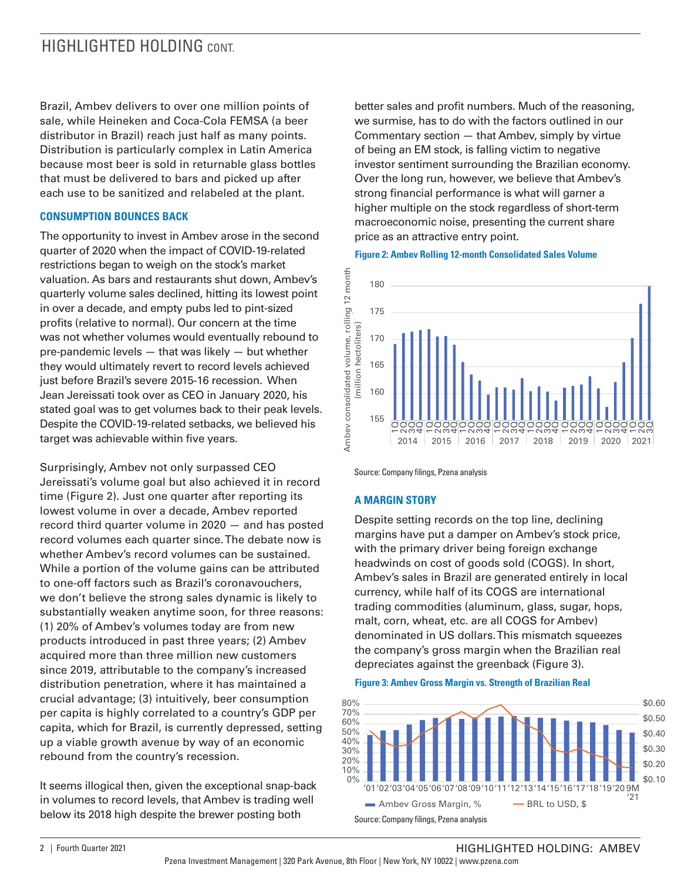Brazil, Ambev delivers to over one million points of sale, while Heineken and Coca-Cola FEMSA (a beer distributor in Brazil) reach just half as many points. Distribution is particularly complex in Latin America because most beer is sold in returnable glass bottles that must be delivered to bars and picked up after each use to be sanitized and relabeled at the plant.

### CONSUMPTION BOUNCES BACK

The opportunity to invest in Ambev arose in the second quarter of 2020 when the impact of COVID-19-related restrictions began to weigh on the stock's market valuation. As bars and restaurants shut down, Ambev's quarterly volume sales declined, hitting its lowest point in over a decade, and empty pubs led to pint-sized profits (relative to normal). Our concern at the time was not whether volumes would eventually rebound to pre-pandemic levels — that was likely — but whether they would ultimately revert to record levels achieved just before Brazil's severe 2015-16 recession. When Jean Jereissati took over as CEO in January 2020, his stated goal was to get volumes back to their peak levels. Despite the COVID-19-related setbacks, we believed his target was achievable within five years.

Surprisingly, Ambev not only surpassed CEO Jereissati's volume goal but also achieved it in record time (Figure 2). Just one quarter after reporting its lowest volume in over a decade, Ambev reported record third quarter volume in 2020 — and has posted record volumes each quarter since. The debate now is whether Ambev's record volumes can be sustained. While a portion of the volume gains can be attributed to one-off factors such as Brazil's coronavouchers, we don't believe the strong sales dynamic is likely to substantially weaken anytime soon, for three reasons: (1) 20% of Ambev's volumes today are from new products introduced in past three years; (2) Ambev acquired more than three million new customers since 2019, attributable to the company's increased distribution penetration, where it has maintained a crucial advantage; (3) intuitively, beer consumption per capita is highly correlated to a country's GDP per capita, which for Brazil, is currently depressed, setting up a viable growth avenue by way of an economic rebound from the country's recession.

It seems illogical then, given the exceptional snap-back in volumes to record levels, that Ambev is trading well below its 2018 high despite the brewer posting both better sales and profit numbers. Much of the reasoning, we surmise, has to do with the factors outlined in our Commentary section — that Ambev, simply by virtue of being an EM stock, is falling victim to negative investor sentiment surrounding the Brazilian economy. Over the long run, however, we believe that Ambev's strong financial performance is what will garner a higher multiple on the stock regardless of short-term macroeconomic noise, presenting the current share price as an attractive entry point.

**Figure 2: Ambev Rolling 12-month Consolidated Sales Volume**

Source: Company filings, Pzena analysis

### A MARGIN STORY

Despite setting records on the top line, declining margins have put a damper on Ambev's stock price, with the primary driver being foreign exchange headwinds on cost of goods sold (COGS). In short, Ambev's sales in Brazil are generated entirely in local currency, while half of its COGS are international trading commodities (aluminum, glass, sugar, hops, malt, corn, wheat, etc. are all COGS for Ambev) denominated in US dollars. This mismatch squeezes the company's gross margin when the Brazilian real depreciates against the greenback (Figure 3).

**Figure 3: Ambev Gross Margin vs. Strength of Brazilian Real**

Source: Company filings, Pzena analysis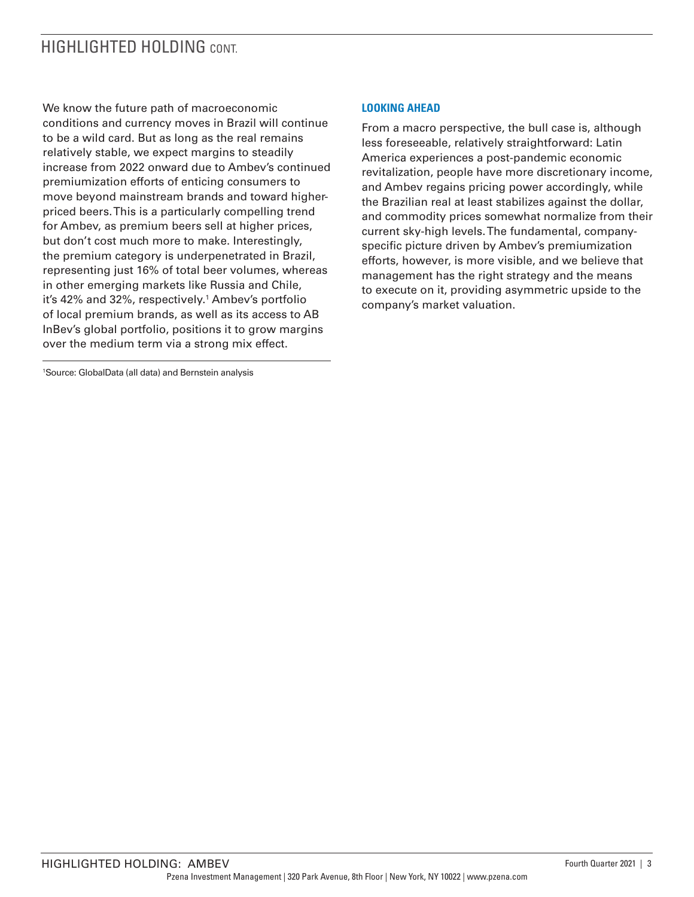## HIGHLIGHTED HOLDING CONT.

We know the future path of macroeconomic conditions and currency moves in Brazil will continue to be a wild card. But as long as the real remains relatively stable, we expect margins to steadily increase from 2022 onward due to Ambev's continued premiumization efforts of enticing consumers to move beyond mainstream brands and toward higher-priced beers. This is a particularly compelling trend for Ambev, as premium beers sell at higher prices, but don't cost much more to make. Interestingly, the premium category is underpenetrated in Brazil, representing just 16% of total beer volumes, whereas in other emerging markets like Russia and Chile, it's 42% and 32%, respectively.[1] Ambev's portfolio of local premium brands, as well as its access to AB InBev's global portfolio, positions it to grow margins over the medium term via a strong mix effect.

[1]Source: GlobalData (all data) and Bernstein analysis

### LOOKING AHEAD

From a macro perspective, the bull case is, although less foreseeable, relatively straightforward: Latin America experiences a post-pandemic economic revitalization, people have more discretionary income, and Ambev regains pricing power accordingly, while the Brazilian real at least stabilizes against the dollar, and commodity prices somewhat normalize from their current sky-high levels. The fundamental, company-specific picture driven by Ambev's premiumization efforts, however, is more visible, and we believe that management has the right strategy and the means to execute on it, providing asymmetric upside to the company's market valuation.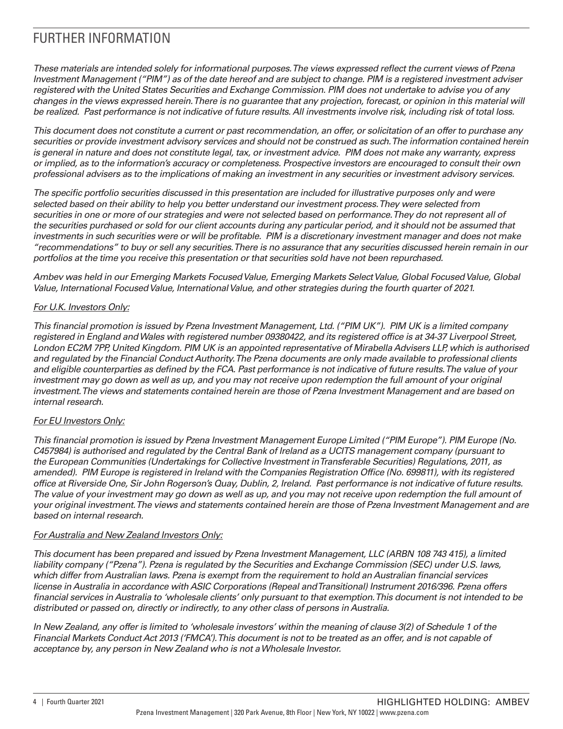# FURTHER INFORMATION

*These materials are intended solely for informational purposes. The views expressed reflect the current views of Pzena Investment Management ("PIM") as of the date hereof and are subject to change. PIM is a registered investment adviser registered with the United States Securities and Exchange Commission. PIM does not undertake to advise you of any changes in the views expressed herein. There is no guarantee that any projection, forecast, or opinion in this material will be realized. Past performance is not indicative of future results. All investments involve risk, including risk of total loss.*

*This document does not constitute a current or past recommendation, an offer, or solicitation of an offer to purchase any securities or provide investment advisory services and should not be construed as such. The information contained herein is general in nature and does not constitute legal, tax, or investment advice. PIM does not make any warranty, express or implied, as to the information's accuracy or completeness. Prospective investors are encouraged to consult their own professional advisers as to the implications of making an investment in any securities or investment advisory services.*

*The specific portfolio securities discussed in this presentation are included for illustrative purposes only and were selected based on their ability to help you better understand our investment process. They were selected from securities in one or more of our strategies and were not selected based on performance. They do not represent all of the securities purchased or sold for our client accounts during any particular period, and it should not be assumed that investments in such securities were or will be profitable. PIM is a discretionary investment manager and does not make "recommendations" to buy or sell any securities. There is no assurance that any securities discussed herein remain in our portfolios at the time you receive this presentation or that securities sold have not been repurchased.*

*Ambev was held in our Emerging Markets Focused Value, Emerging Markets Select Value, Global Focused Value, Global Value, International Focused Value, International Value, and other strategies during the fourth quarter of 2021.*

*For U.K. Investors Only:*

*This financial promotion is issued by Pzena Investment Management, Ltd. ("PIM UK"). PIM UK is a limited company registered in England and Wales with registered number 09380422, and its registered office is at 34-37 Liverpool Street, London EC2M 7PP, United Kingdom. PIM UK is an appointed representative of Mirabella Advisers LLP, which is authorised and regulated by the Financial Conduct Authority. The Pzena documents are only made available to professional clients and eligible counterparties as defined by the FCA. Past performance is not indicative of future results. The value of your investment may go down as well as up, and you may not receive upon redemption the full amount of your original investment. The views and statements contained herein are those of Pzena Investment Management and are based on internal research.*

*For EU Investors Only:*

*This financial promotion is issued by Pzena Investment Management Europe Limited ("PIM Europe"). PIM Europe (No. C457984) is authorised and regulated by the Central Bank of Ireland as a UCITS management company (pursuant to the European Communities (Undertakings for Collective Investment in Transferable Securities) Regulations, 2011, as amended). PIM Europe is registered in Ireland with the Companies Registration Office (No. 699811), with its registered office at Riverside One, Sir John Rogerson's Quay, Dublin, 2, Ireland. Past performance is not indicative of future results. The value of your investment may go down as well as up, and you may not receive upon redemption the full amount of your original investment. The views and statements contained herein are those of Pzena Investment Management and are based on internal research.*

*For Australia and New Zealand Investors Only:*

*This document has been prepared and issued by Pzena Investment Management, LLC (ARBN 108 743 415), a limited liability company ("Pzena"). Pzena is regulated by the Securities and Exchange Commission (SEC) under U.S. laws, which differ from Australian laws. Pzena is exempt from the requirement to hold an Australian financial services license in Australia in accordance with ASIC Corporations (Repeal and Transitional) Instrument 2016/396. Pzena offers financial services in Australia to 'wholesale clients' only pursuant to that exemption. This document is not intended to be distributed or passed on, directly or indirectly, to any other class of persons in Australia.*

*In New Zealand, any offer is limited to 'wholesale investors' within the meaning of clause 3(2) of Schedule 1 of the Financial Markets Conduct Act 2013 ('FMCA'). This document is not to be treated as an offer, and is not capable of acceptance by, any person in New Zealand who is not a Wholesale Investor.*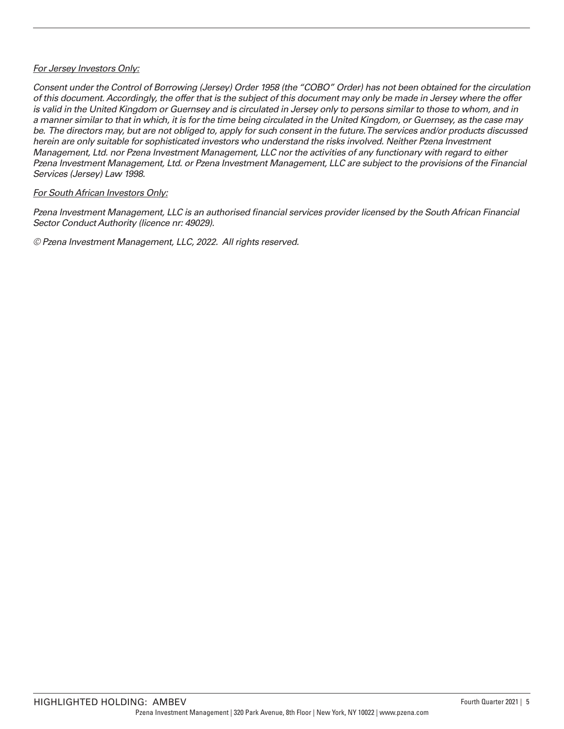*For Jersey Investors Only:*

*Consent under the Control of Borrowing (Jersey) Order 1958 (the "COBO" Order) has not been obtained for the circulation of this document. Accordingly, the offer that is the subject of this document may only be made in Jersey where the offer is valid in the United Kingdom or Guernsey and is circulated in Jersey only to persons similar to those to whom, and in a manner similar to that in which, it is for the time being circulated in the United Kingdom, or Guernsey, as the case may be. The directors may, but are not obliged to, apply for such consent in the future. The services and/or products discussed herein are only suitable for sophisticated investors who understand the risks involved. Neither Pzena Investment Management, Ltd. nor Pzena Investment Management, LLC nor the activities of any functionary with regard to either Pzena Investment Management, Ltd. or Pzena Investment Management, LLC are subject to the provisions of the Financial Services (Jersey) Law 1998.*

*For South African Investors Only:*

*Pzena Investment Management, LLC is an authorised financial services provider licensed by the South African Financial Sector Conduct Authority (licence nr: 49029).*

*© Pzena Investment Management, LLC, 2022. All rights reserved.*